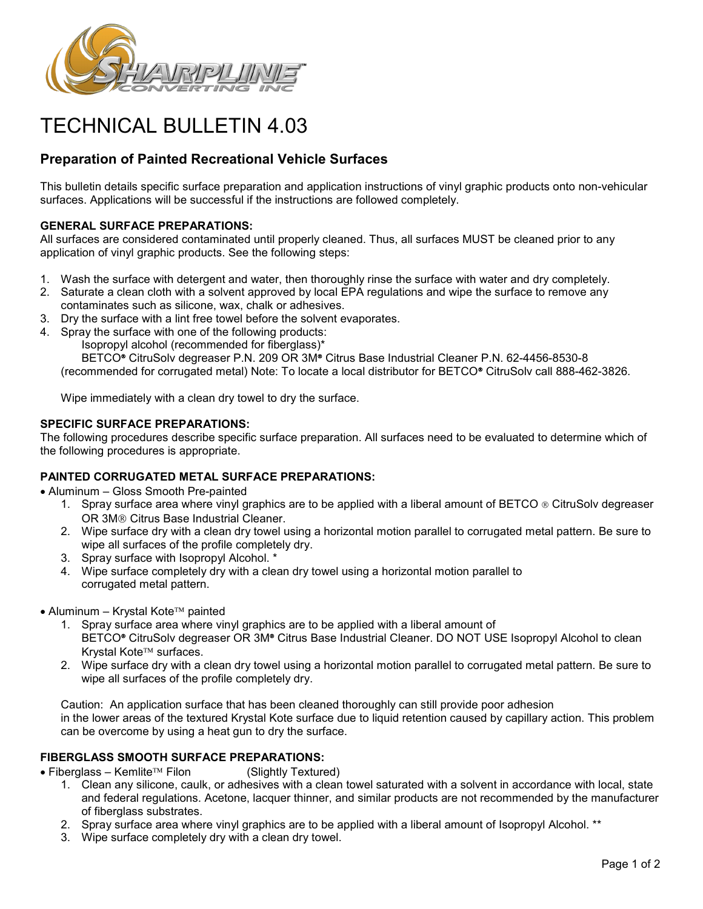# TECHNICAL BULLETIN 4.03

## Preparation of Painted Recreational Vehicle Surfaces

This bulletin details specific surface preparation and application instructions of vinyl graphic products onto non-vehicular surfaces. Applications will be successful if the instructions are followed completely.

**GENERAL SURFACE PREPARATIONS:**

All surfaces are considered contaminated until properly cleaned. Thus, all surfaces MUST be cleaned prior to any application of vinyl graphic products. See the following steps:

1. Wash the surface with detergent and water, then thoroughly rinse the surface with water and dry completely.
2. Saturate a clean cloth with a solvent approved by local EPA regulations and wipe the surface to remove any contaminates such as silicone, wax, chalk or adhesives.
3. Dry the surface with a lint free towel before the solvent evaporates.
4. Spray the surface with one of the following products:
   Isopropyl alcohol (recommended for fiberglass)*
   BETCO® CitruSolv degreaser P.N. 209 OR 3M® Citrus Base Industrial Cleaner P.N. 62-4456-8530-8 (recommended for corrugated metal) Note: To locate a local distributor for BETCO® CitruSolv call 888-462-3826.

   Wipe immediately with a clean dry towel to dry the surface.

**SPECIFIC SURFACE PREPARATIONS:**

The following procedures describe specific surface preparation. All surfaces need to be evaluated to determine which of the following procedures is appropriate.

**PAINTED CORRUGATED METAL SURFACE PREPARATIONS:**

- Aluminum – Gloss Smooth Pre-painted
  1. Spray surface area where vinyl graphics are to be applied with a liberal amount of BETCO ® CitruSolv degreaser OR 3M® Citrus Base Industrial Cleaner.
  2. Wipe surface dry with a clean dry towel using a horizontal motion parallel to corrugated metal pattern. Be sure to wipe all surfaces of the profile completely dry.
  3. Spray surface with Isopropyl Alcohol. *
  4. Wipe surface completely dry with a clean dry towel using a horizontal motion parallel to corrugated metal pattern.

- Aluminum – Krystal Kote™ painted
  1. Spray surface area where vinyl graphics are to be applied with a liberal amount of BETCO® CitruSolv degreaser OR 3M® Citrus Base Industrial Cleaner. DO NOT USE Isopropyl Alcohol to clean Krystal Kote™ surfaces.
  2. Wipe surface dry with a clean dry towel using a horizontal motion parallel to corrugated metal pattern. Be sure to wipe all surfaces of the profile completely dry.

  Caution: An application surface that has been cleaned thoroughly can still provide poor adhesion in the lower areas of the textured Krystal Kote surface due to liquid retention caused by capillary action. This problem can be overcome by using a heat gun to dry the surface.

**FIBERGLASS SMOOTH SURFACE PREPARATIONS:**

- Fiberglass – Kemlite™ Filon (Slightly Textured)
  1. Clean any silicone, caulk, or adhesives with a clean towel saturated with a solvent in accordance with local, state and federal regulations. Acetone, lacquer thinner, and similar products are not recommended by the manufacturer of fiberglass substrates.
  2. Spray surface area where vinyl graphics are to be applied with a liberal amount of Isopropyl Alcohol. **
  3. Wipe surface completely dry with a clean dry towel.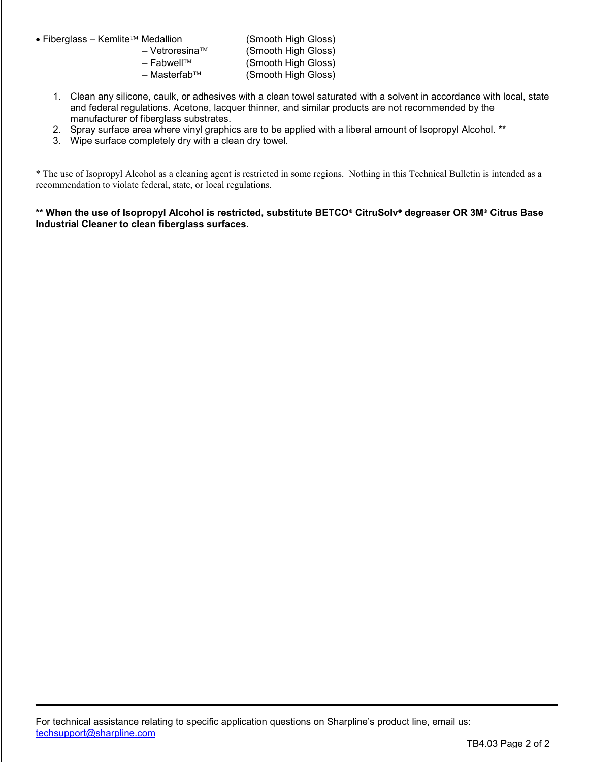- Fiberglass – Kemlite™ Medallion (Smooth High Gloss)
  - – Vetroresina™ (Smooth High Gloss)
  - – Fabwell™ (Smooth High Gloss)
  - – Masterfab™ (Smooth High Gloss)

1. Clean any silicone, caulk, or adhesives with a clean towel saturated with a solvent in accordance with local, state and federal regulations. Acetone, lacquer thinner, and similar products are not recommended by the manufacturer of fiberglass substrates.
2. Spray surface area where vinyl graphics are to be applied with a liberal amount of Isopropyl Alcohol. **
3. Wipe surface completely dry with a clean dry towel.

* The use of Isopropyl Alcohol as a cleaning agent is restricted in some regions. Nothing in this Technical Bulletin is intended as a recommendation to violate federal, state, or local regulations.

**\*\* When the use of Isopropyl Alcohol is restricted, substitute BETCO® CitruSolv® degreaser OR 3M® Citrus Base Industrial Cleaner to clean fiberglass surfaces.**

---

For technical assistance relating to specific application questions on Sharpline's product line, email us: techsupport@sharpline.com

TB4.03